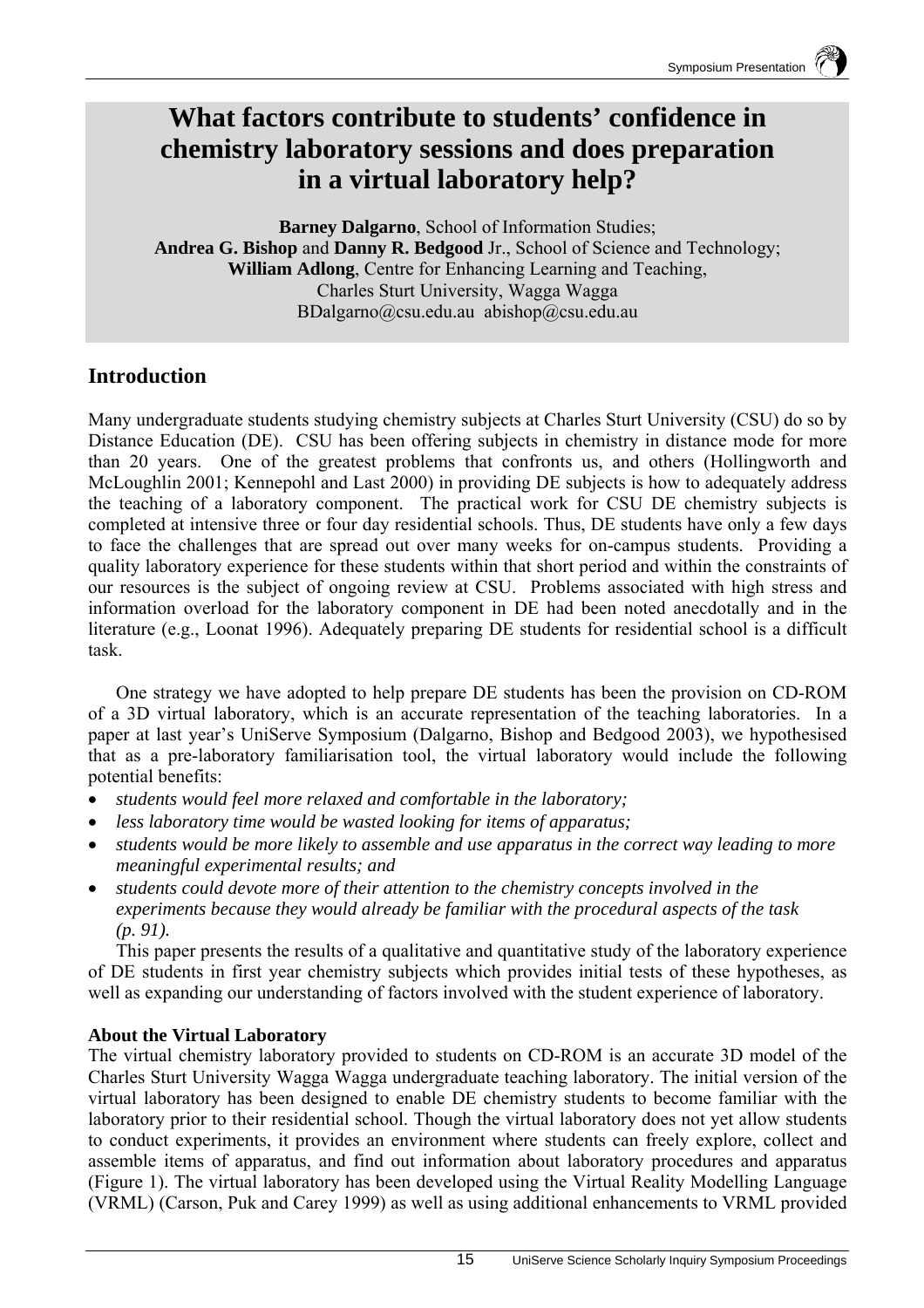# What factors contribute to students' confidence in chemistry laboratory sessions and does preparation in a virtual laboratory help?

**Barney Dalgarno**, School of Information Studies;
**Andrea G. Bishop** and **Danny R. Bedgood** Jr., School of Science and Technology;
**William Adlong**, Centre for Enhancing Learning and Teaching,
Charles Sturt University, Wagga Wagga
BDalgarno@csu.edu.au abishop@csu.edu.au

## Introduction

Many undergraduate students studying chemistry subjects at Charles Sturt University (CSU) do so by Distance Education (DE). CSU has been offering subjects in chemistry in distance mode for more than 20 years. One of the greatest problems that confronts us, and others (Hollingworth and McLoughlin 2001; Kennepohl and Last 2000) in providing DE subjects is how to adequately address the teaching of a laboratory component. The practical work for CSU DE chemistry subjects is completed at intensive three or four day residential schools. Thus, DE students have only a few days to face the challenges that are spread out over many weeks for on-campus students. Providing a quality laboratory experience for these students within that short period and within the constraints of our resources is the subject of ongoing review at CSU. Problems associated with high stress and information overload for the laboratory component in DE had been noted anecdotally and in the literature (e.g., Loonat 1996). Adequately preparing DE students for residential school is a difficult task.

One strategy we have adopted to help prepare DE students has been the provision on CD-ROM of a 3D virtual laboratory, which is an accurate representation of the teaching laboratories. In a paper at last year's UniServe Symposium (Dalgarno, Bishop and Bedgood 2003), we hypothesised that as a pre-laboratory familiarisation tool, the virtual laboratory would include the following potential benefits:

- *students would feel more relaxed and comfortable in the laboratory;*
- *less laboratory time would be wasted looking for items of apparatus;*
- *students would be more likely to assemble and use apparatus in the correct way leading to more meaningful experimental results; and*
- *students could devote more of their attention to the chemistry concepts involved in the experiments because they would already be familiar with the procedural aspects of the task (p. 91).*

This paper presents the results of a qualitative and quantitative study of the laboratory experience of DE students in first year chemistry subjects which provides initial tests of these hypotheses, as well as expanding our understanding of factors involved with the student experience of laboratory.

**About the Virtual Laboratory**

The virtual chemistry laboratory provided to students on CD-ROM is an accurate 3D model of the Charles Sturt University Wagga Wagga undergraduate teaching laboratory. The initial version of the virtual laboratory has been designed to enable DE chemistry students to become familiar with the laboratory prior to their residential school. Though the virtual laboratory does not yet allow students to conduct experiments, it provides an environment where students can freely explore, collect and assemble items of apparatus, and find out information about laboratory procedures and apparatus (Figure 1). The virtual laboratory has been developed using the Virtual Reality Modelling Language (VRML) (Carson, Puk and Carey 1999) as well as using additional enhancements to VRML provided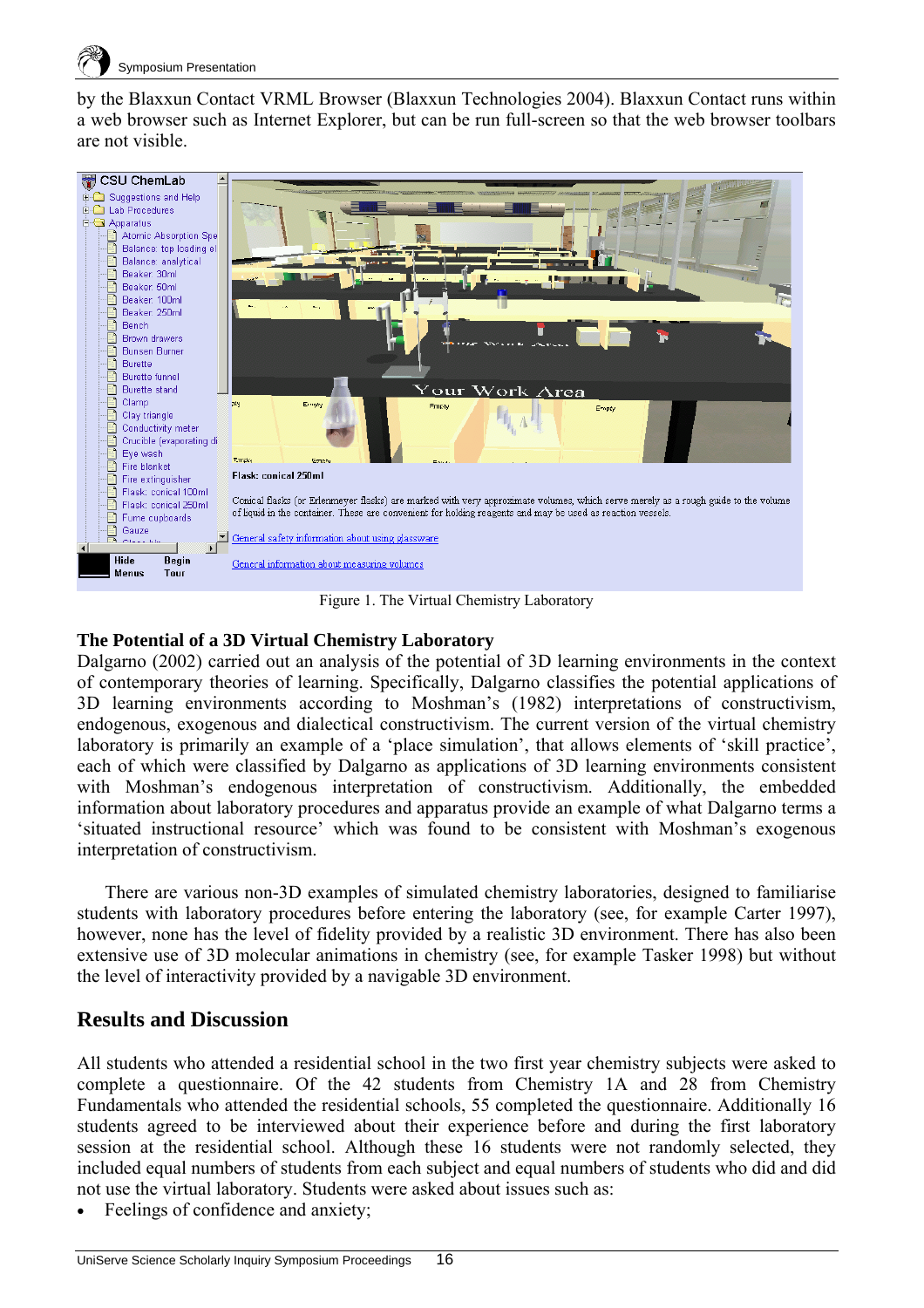by the Blaxxun Contact VRML Browser (Blaxxun Technologies 2004). Blaxxun Contact runs within a web browser such as Internet Explorer, but can be run full-screen so that the web browser toolbars are not visible.

Figure 1. The Virtual Chemistry Laboratory

### The Potential of a 3D Virtual Chemistry Laboratory

Dalgarno (2002) carried out an analysis of the potential of 3D learning environments in the context of contemporary theories of learning. Specifically, Dalgarno classifies the potential applications of 3D learning environments according to Moshman's (1982) interpretations of constructivism, endogenous, exogenous and dialectical constructivism. The current version of the virtual chemistry laboratory is primarily an example of a 'place simulation', that allows elements of 'skill practice', each of which were classified by Dalgarno as applications of 3D learning environments consistent with Moshman's endogenous interpretation of constructivism. Additionally, the embedded information about laboratory procedures and apparatus provide an example of what Dalgarno terms a 'situated instructional resource' which was found to be consistent with Moshman's exogenous interpretation of constructivism.

There are various non-3D examples of simulated chemistry laboratories, designed to familiarise students with laboratory procedures before entering the laboratory (see, for example Carter 1997), however, none has the level of fidelity provided by a realistic 3D environment. There has also been extensive use of 3D molecular animations in chemistry (see, for example Tasker 1998) but without the level of interactivity provided by a navigable 3D environment.

## Results and Discussion

All students who attended a residential school in the two first year chemistry subjects were asked to complete a questionnaire. Of the 42 students from Chemistry 1A and 28 from Chemistry Fundamentals who attended the residential schools, 55 completed the questionnaire. Additionally 16 students agreed to be interviewed about their experience before and during the first laboratory session at the residential school. Although these 16 students were not randomly selected, they included equal numbers of students from each subject and equal numbers of students who did and did not use the virtual laboratory. Students were asked about issues such as:

- Feelings of confidence and anxiety;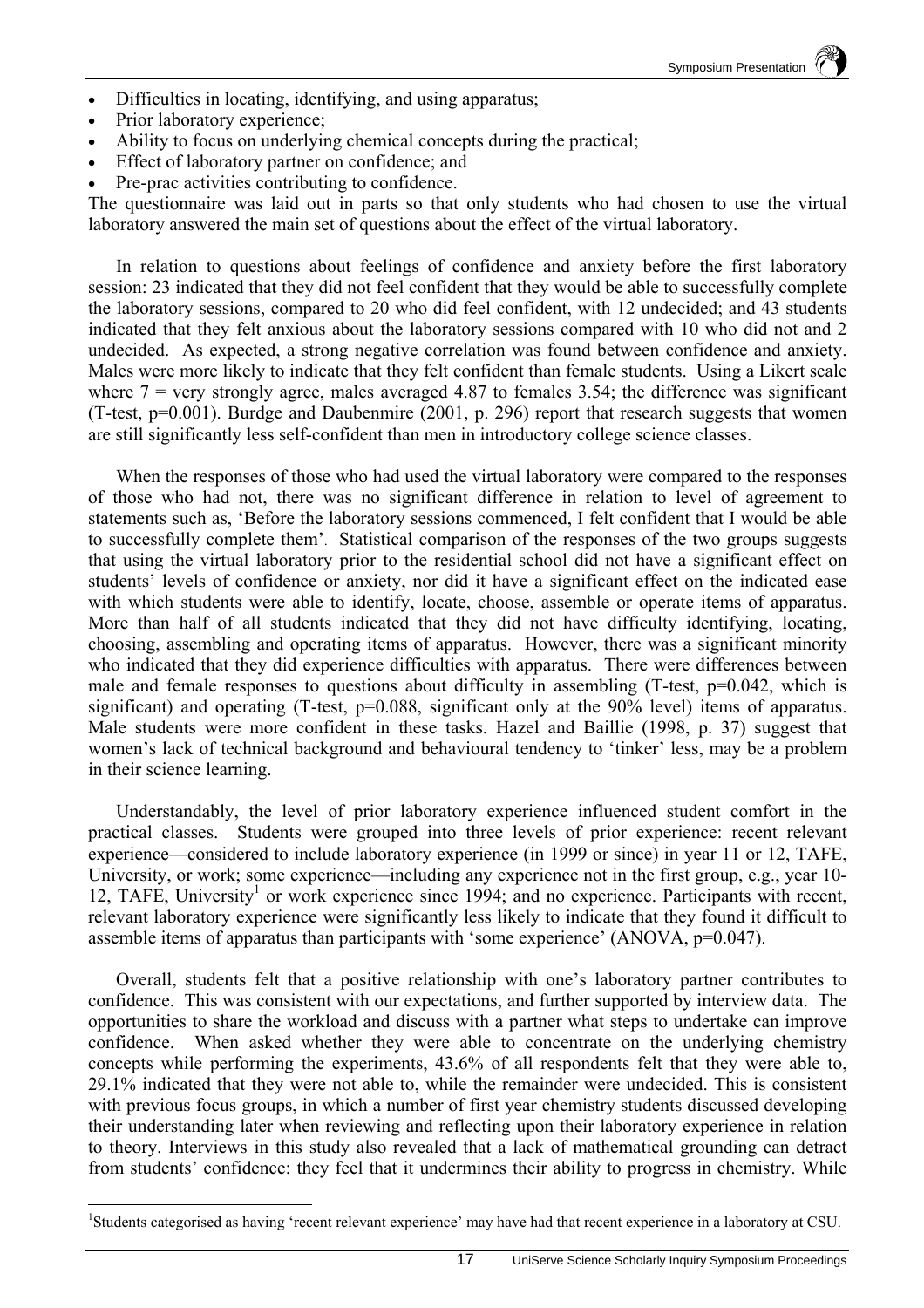- Difficulties in locating, identifying, and using apparatus;
- Prior laboratory experience;
- Ability to focus on underlying chemical concepts during the practical;
- Effect of laboratory partner on confidence; and
- Pre-prac activities contributing to confidence.

The questionnaire was laid out in parts so that only students who had chosen to use the virtual laboratory answered the main set of questions about the effect of the virtual laboratory.

In relation to questions about feelings of confidence and anxiety before the first laboratory session: 23 indicated that they did not feel confident that they would be able to successfully complete the laboratory sessions, compared to 20 who did feel confident, with 12 undecided; and 43 students indicated that they felt anxious about the laboratory sessions compared with 10 who did not and 2 undecided. As expected, a strong negative correlation was found between confidence and anxiety. Males were more likely to indicate that they felt confident than female students. Using a Likert scale where 7 = very strongly agree, males averaged 4.87 to females 3.54; the difference was significant (T-test, p=0.001). Burdge and Daubenmire (2001, p. 296) report that research suggests that women are still significantly less self-confident than men in introductory college science classes.

When the responses of those who had used the virtual laboratory were compared to the responses of those who had not, there was no significant difference in relation to level of agreement to statements such as, 'Before the laboratory sessions commenced, I felt confident that I would be able to successfully complete them'. Statistical comparison of the responses of the two groups suggests that using the virtual laboratory prior to the residential school did not have a significant effect on students' levels of confidence or anxiety, nor did it have a significant effect on the indicated ease with which students were able to identify, locate, choose, assemble or operate items of apparatus. More than half of all students indicated that they did not have difficulty identifying, locating, choosing, assembling and operating items of apparatus. However, there was a significant minority who indicated that they did experience difficulties with apparatus. There were differences between male and female responses to questions about difficulty in assembling (T-test, p=0.042, which is significant) and operating (T-test, p=0.088, significant only at the 90% level) items of apparatus. Male students were more confident in these tasks. Hazel and Baillie (1998, p. 37) suggest that women's lack of technical background and behavioural tendency to 'tinker' less, may be a problem in their science learning.

Understandably, the level of prior laboratory experience influenced student comfort in the practical classes. Students were grouped into three levels of prior experience: recent relevant experience—considered to include laboratory experience (in 1999 or since) in year 11 or 12, TAFE, University, or work; some experience—including any experience not in the first group, e.g., year 10-12, TAFE, University[1] or work experience since 1994; and no experience. Participants with recent, relevant laboratory experience were significantly less likely to indicate that they found it difficult to assemble items of apparatus than participants with 'some experience' (ANOVA, p=0.047).

Overall, students felt that a positive relationship with one's laboratory partner contributes to confidence. This was consistent with our expectations, and further supported by interview data. The opportunities to share the workload and discuss with a partner what steps to undertake can improve confidence. When asked whether they were able to concentrate on the underlying chemistry concepts while performing the experiments, 43.6% of all respondents felt that they were able to, 29.1% indicated that they were not able to, while the remainder were undecided. This is consistent with previous focus groups, in which a number of first year chemistry students discussed developing their understanding later when reviewing and reflecting upon their laboratory experience in relation to theory. Interviews in this study also revealed that a lack of mathematical grounding can detract from students' confidence: they feel that it undermines their ability to progress in chemistry. While

[1] Students categorised as having 'recent relevant experience' may have had that recent experience in a laboratory at CSU.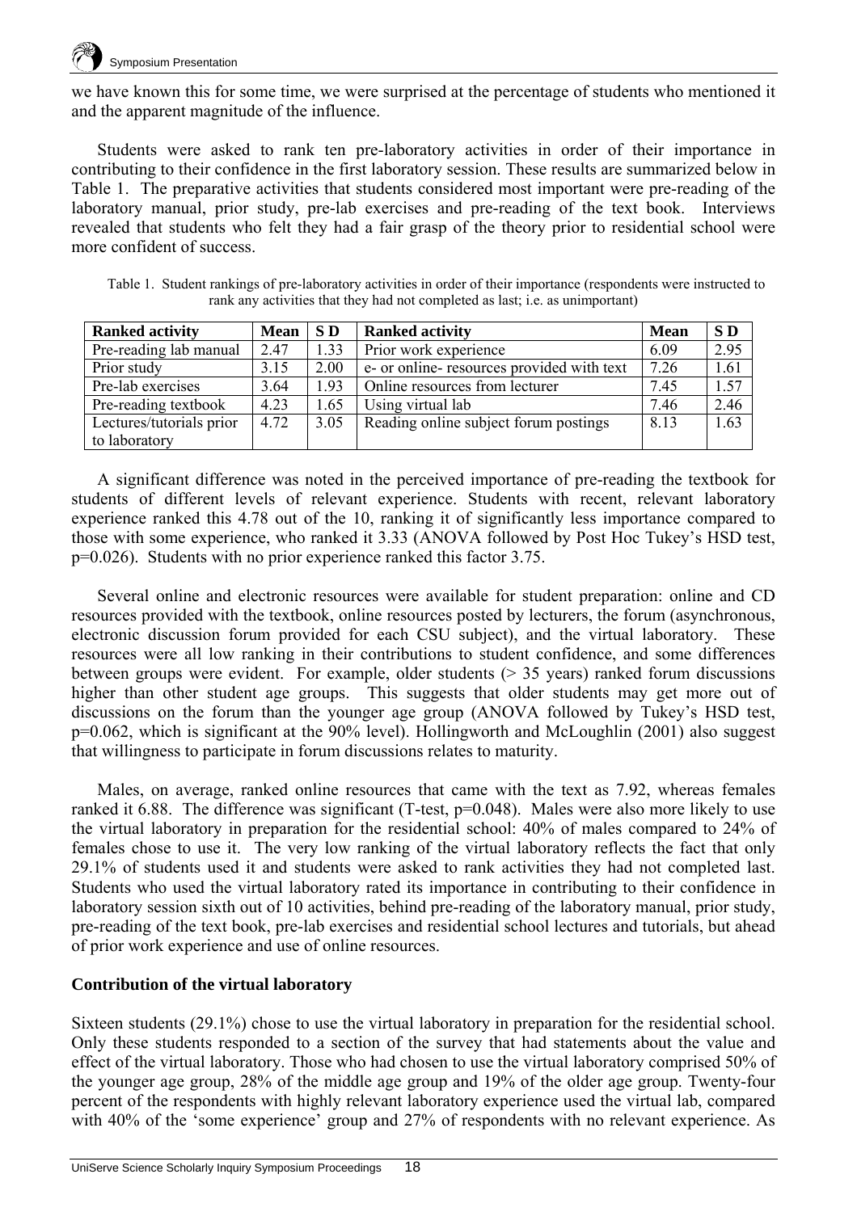we have known this for some time, we were surprised at the percentage of students who mentioned it and the apparent magnitude of the influence.

Students were asked to rank ten pre-laboratory activities in order of their importance in contributing to their confidence in the first laboratory session. These results are summarized below in Table 1. The preparative activities that students considered most important were pre-reading of the laboratory manual, prior study, pre-lab exercises and pre-reading of the text book. Interviews revealed that students who felt they had a fair grasp of the theory prior to residential school were more confident of success.

Table 1. Student rankings of pre-laboratory activities in order of their importance (respondents were instructed to rank any activities that they had not completed as last; i.e. as unimportant)

| Ranked activity | Mean | S D | Ranked activity | Mean | S D |
|---|---|---|---|---|---|
| Pre-reading lab manual | 2.47 | 1.33 | Prior work experience | 6.09 | 2.95 |
| Prior study | 3.15 | 2.00 | e- or online- resources provided with text | 7.26 | 1.61 |
| Pre-lab exercises | 3.64 | 1.93 | Online resources from lecturer | 7.45 | 1.57 |
| Pre-reading textbook | 4.23 | 1.65 | Using virtual lab | 7.46 | 2.46 |
| Lectures/tutorials prior to laboratory | 4.72 | 3.05 | Reading online subject forum postings | 8.13 | 1.63 |

A significant difference was noted in the perceived importance of pre-reading the textbook for students of different levels of relevant experience. Students with recent, relevant laboratory experience ranked this 4.78 out of the 10, ranking it of significantly less importance compared to those with some experience, who ranked it 3.33 (ANOVA followed by Post Hoc Tukey's HSD test, $p=0.026$). Students with no prior experience ranked this factor 3.75.

Several online and electronic resources were available for student preparation: online and CD resources provided with the textbook, online resources posted by lecturers, the forum (asynchronous, electronic discussion forum provided for each CSU subject), and the virtual laboratory. These resources were all low ranking in their contributions to student confidence, and some differences between groups were evident. For example, older students (> 35 years) ranked forum discussions higher than other student age groups. This suggests that older students may get more out of discussions on the forum than the younger age group (ANOVA followed by Tukey's HSD test, $p=0.062$, which is significant at the 90% level). Hollingworth and McLoughlin (2001) also suggest that willingness to participate in forum discussions relates to maturity.

Males, on average, ranked online resources that came with the text as 7.92, whereas females ranked it 6.88. The difference was significant (T-test, $p=0.048$). Males were also more likely to use the virtual laboratory in preparation for the residential school: 40% of males compared to 24% of females chose to use it. The very low ranking of the virtual laboratory reflects the fact that only 29.1% of students used it and students were asked to rank activities they had not completed last. Students who used the virtual laboratory rated its importance in contributing to their confidence in laboratory session sixth out of 10 activities, behind pre-reading of the laboratory manual, prior study, pre-reading of the text book, pre-lab exercises and residential school lectures and tutorials, but ahead of prior work experience and use of online resources.

## Contribution of the virtual laboratory

Sixteen students (29.1%) chose to use the virtual laboratory in preparation for the residential school. Only these students responded to a section of the survey that had statements about the value and effect of the virtual laboratory. Those who had chosen to use the virtual laboratory comprised 50% of the younger age group, 28% of the middle age group and 19% of the older age group. Twenty-four percent of the respondents with highly relevant laboratory experience used the virtual lab, compared with 40% of the 'some experience' group and 27% of respondents with no relevant experience. As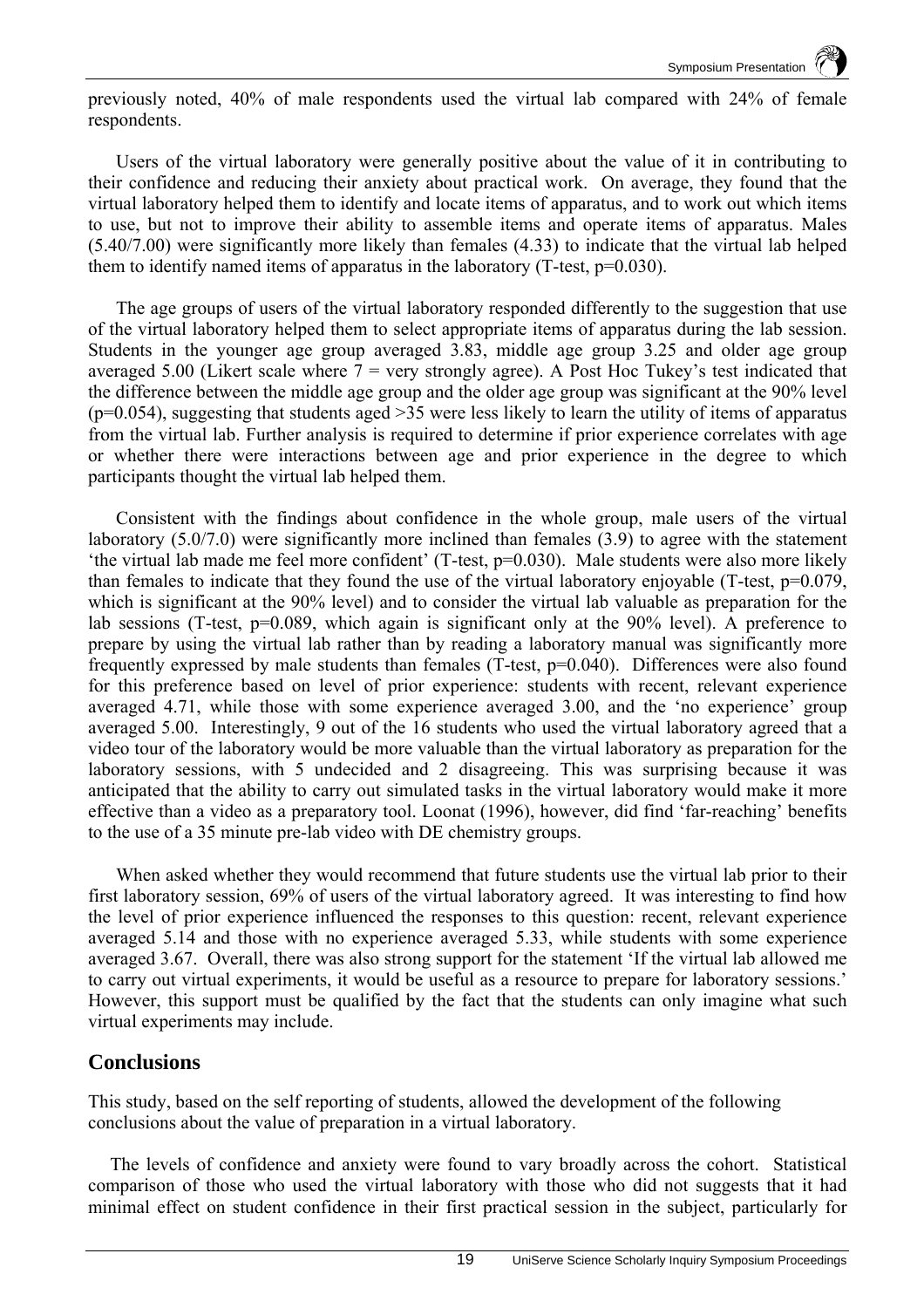previously noted, 40% of male respondents used the virtual lab compared with 24% of female respondents.

Users of the virtual laboratory were generally positive about the value of it in contributing to their confidence and reducing their anxiety about practical work. On average, they found that the virtual laboratory helped them to identify and locate items of apparatus, and to work out which items to use, but not to improve their ability to assemble items and operate items of apparatus. Males (5.40/7.00) were significantly more likely than females (4.33) to indicate that the virtual lab helped them to identify named items of apparatus in the laboratory (T-test, $p=0.030$).

The age groups of users of the virtual laboratory responded differently to the suggestion that use of the virtual laboratory helped them to select appropriate items of apparatus during the lab session. Students in the younger age group averaged 3.83, middle age group 3.25 and older age group averaged 5.00 (Likert scale where 7 = very strongly agree). A Post Hoc Tukey's test indicated that the difference between the middle age group and the older age group was significant at the 90% level ($p=0.054$), suggesting that students aged >35 were less likely to learn the utility of items of apparatus from the virtual lab. Further analysis is required to determine if prior experience correlates with age or whether there were interactions between age and prior experience in the degree to which participants thought the virtual lab helped them.

Consistent with the findings about confidence in the whole group, male users of the virtual laboratory (5.0/7.0) were significantly more inclined than females (3.9) to agree with the statement 'the virtual lab made me feel more confident' (T-test, $p=0.030$). Male students were also more likely than females to indicate that they found the use of the virtual laboratory enjoyable (T-test, $p=0.079$, which is significant at the 90% level) and to consider the virtual lab valuable as preparation for the lab sessions (T-test, $p=0.089$, which again is significant only at the 90% level). A preference to prepare by using the virtual lab rather than by reading a laboratory manual was significantly more frequently expressed by male students than females (T-test, $p=0.040$). Differences were also found for this preference based on level of prior experience: students with recent, relevant experience averaged 4.71, while those with some experience averaged 3.00, and the 'no experience' group averaged 5.00. Interestingly, 9 out of the 16 students who used the virtual laboratory agreed that a video tour of the laboratory would be more valuable than the virtual laboratory as preparation for the laboratory sessions, with 5 undecided and 2 disagreeing. This was surprising because it was anticipated that the ability to carry out simulated tasks in the virtual laboratory would make it more effective than a video as a preparatory tool. Loonat (1996), however, did find 'far-reaching' benefits to the use of a 35 minute pre-lab video with DE chemistry groups.

When asked whether they would recommend that future students use the virtual lab prior to their first laboratory session, 69% of users of the virtual laboratory agreed. It was interesting to find how the level of prior experience influenced the responses to this question: recent, relevant experience averaged 5.14 and those with no experience averaged 5.33, while students with some experience averaged 3.67. Overall, there was also strong support for the statement 'If the virtual lab allowed me to carry out virtual experiments, it would be useful as a resource to prepare for laboratory sessions.' However, this support must be qualified by the fact that the students can only imagine what such virtual experiments may include.

## Conclusions

This study, based on the self reporting of students, allowed the development of the following conclusions about the value of preparation in a virtual laboratory.

The levels of confidence and anxiety were found to vary broadly across the cohort. Statistical comparison of those who used the virtual laboratory with those who did not suggests that it had minimal effect on student confidence in their first practical session in the subject, particularly for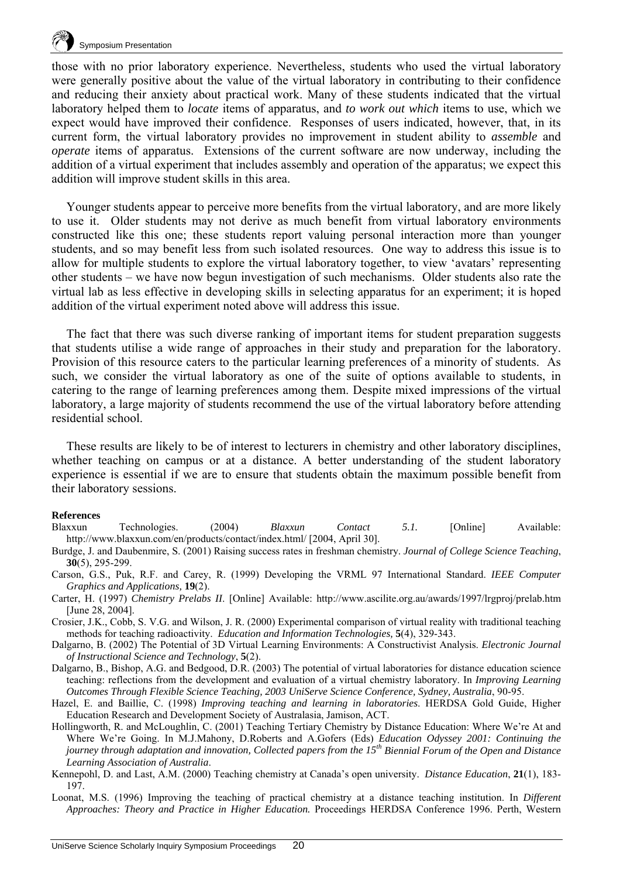those with no prior laboratory experience. Nevertheless, students who used the virtual laboratory were generally positive about the value of the virtual laboratory in contributing to their confidence and reducing their anxiety about practical work. Many of these students indicated that the virtual laboratory helped them to *locate* items of apparatus, and *to work out which* items to use, which we expect would have improved their confidence. Responses of users indicated, however, that, in its current form, the virtual laboratory provides no improvement in student ability to ***assemble*** and ***operate*** items of apparatus. Extensions of the current software are now underway, including the addition of a virtual experiment that includes assembly and operation of the apparatus; we expect this addition will improve student skills in this area.

Younger students appear to perceive more benefits from the virtual laboratory, and are more likely to use it. Older students may not derive as much benefit from virtual laboratory environments constructed like this one; these students report valuing personal interaction more than younger students, and so may benefit less from such isolated resources. One way to address this issue is to allow for multiple students to explore the virtual laboratory together, to view 'avatars' representing other students – we have now begun investigation of such mechanisms. Older students also rate the virtual lab as less effective in developing skills in selecting apparatus for an experiment; it is hoped addition of the virtual experiment noted above will address this issue.

The fact that there was such diverse ranking of important items for student preparation suggests that students utilise a wide range of approaches in their study and preparation for the laboratory. Provision of this resource caters to the particular learning preferences of a minority of students. As such, we consider the virtual laboratory as one of the suite of options available to students, in catering to the range of learning preferences among them. Despite mixed impressions of the virtual laboratory, a large majority of students recommend the use of the virtual laboratory before attending residential school.

These results are likely to be of interest to lecturers in chemistry and other laboratory disciplines, whether teaching on campus or at a distance. A better understanding of the student laboratory experience is essential if we are to ensure that students obtain the maximum possible benefit from their laboratory sessions.

**References**

Blaxxun Technologies. (2004) *Blaxxun Contact 5.1.* [Online] Available: http://www.blaxxun.com/en/products/contact/index.html/ [2004, April 30].

Burdge, J. and Daubenmire, S. (2001) Raising success rates in freshman chemistry. *Journal of College Science Teaching*, **30**(5), 295-299.

Carson, G.S., Puk, R.F. and Carey, R. (1999) Developing the VRML 97 International Standard. *IEEE Computer Graphics and Applications,* **19**(2).

Carter, H. (1997) *Chemistry Prelabs II*. [Online] Available: http://www.ascilite.org.au/awards/1997/lrgproj/prelab.htm [June 28, 2004].

Crosier, J.K., Cobb, S. V.G. and Wilson, J. R. (2000) Experimental comparison of virtual reality with traditional teaching methods for teaching radioactivity. *Education and Information Technologies,* **5**(4), 329-343.

Dalgarno, B. (2002) The Potential of 3D Virtual Learning Environments: A Constructivist Analysis. *Electronic Journal of Instructional Science and Technology*, **5**(2).

Dalgarno, B., Bishop, A.G. and Bedgood, D.R. (2003) The potential of virtual laboratories for distance education science teaching: reflections from the development and evaluation of a virtual chemistry laboratory. In *Improving Learning Outcomes Through Flexible Science Teaching, 2003 UniServe Science Conference, Sydney, Australia*, 90-95.

Hazel, E. and Baillie, C. (1998) *Improving teaching and learning in laboratories*. HERDSA Gold Guide, Higher Education Research and Development Society of Australasia, Jamison, ACT.

Hollingworth, R. and McLoughlin, C. (2001) Teaching Tertiary Chemistry by Distance Education: Where We're At and Where We're Going. In M.J.Mahony, D.Roberts and A.Gofers (Eds) *Education Odyssey 2001: Continuing the journey through adaptation and innovation, Collected papers from the 15th Biennial Forum of the Open and Distance Learning Association of Australia*.

Kennepohl, D. and Last, A.M. (2000) Teaching chemistry at Canada's open university. *Distance Education*, **21**(1), 183-197.

Loonat, M.S. (1996) Improving the teaching of practical chemistry at a distance teaching institution. In *Different Approaches: Theory and Practice in Higher Education.* Proceedings HERDSA Conference 1996. Perth, Western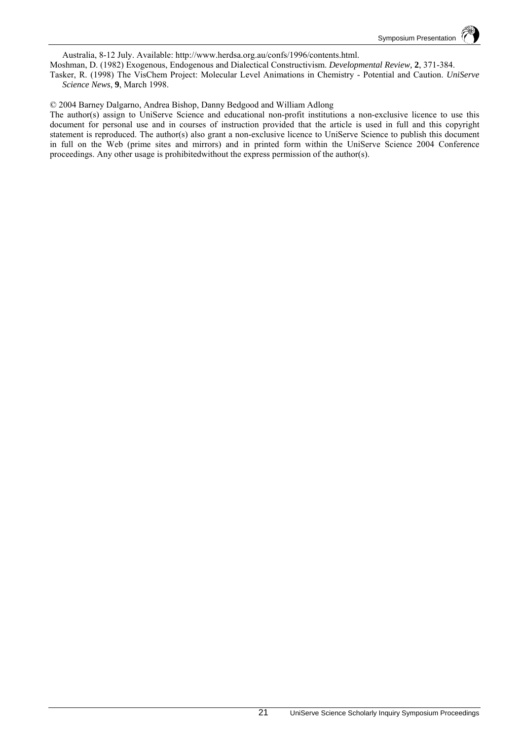Australia, 8-12 July. Available: http://www.herdsa.org.au/confs/1996/contents.html.

Moshman, D. (1982) Exogenous, Endogenous and Dialectical Constructivism. *Developmental Review,* **2**, 371-384.

Tasker, R. (1998) The VisChem Project: Molecular Level Animations in Chemistry - Potential and Caution. *UniServe Science News*, **9**, March 1998.

© 2004 Barney Dalgarno, Andrea Bishop, Danny Bedgood and William Adlong

The author(s) assign to UniServe Science and educational non-profit institutions a non-exclusive licence to use this document for personal use and in courses of instruction provided that the article is used in full and this copyright statement is reproduced. The author(s) also grant a non-exclusive licence to UniServe Science to publish this document in full on the Web (prime sites and mirrors) and in printed form within the UniServe Science 2004 Conference proceedings. Any other usage is prohibitedwithout the express permission of the author(s).